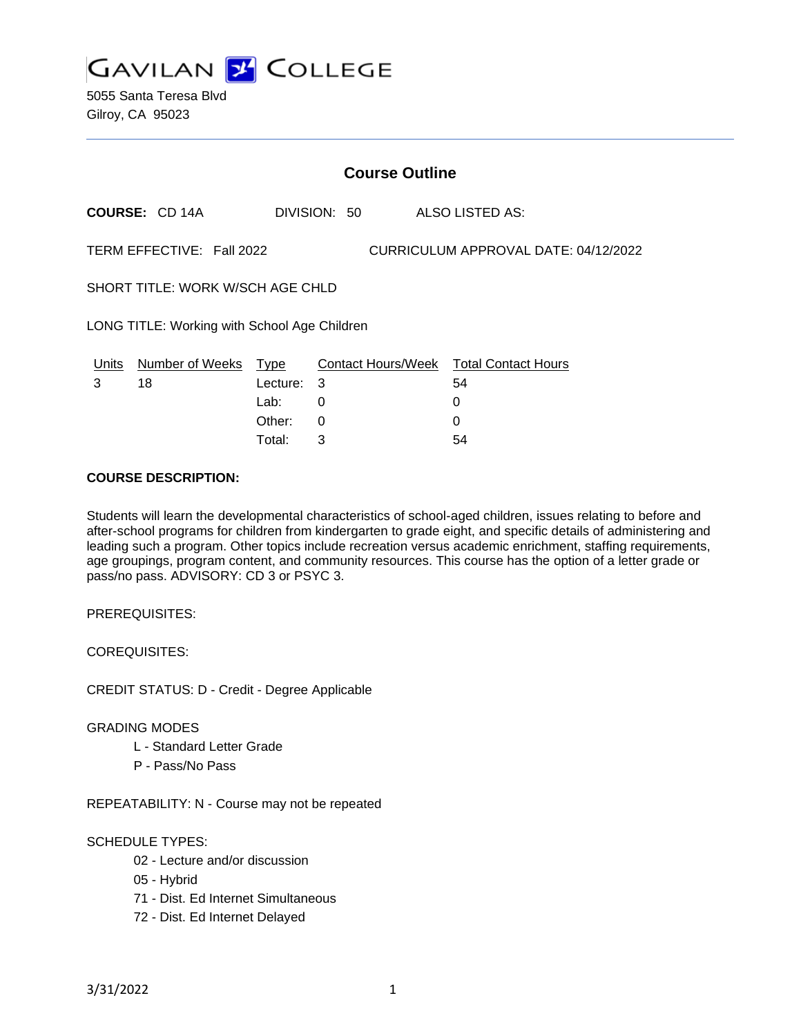# GAVILAN COLLEGE

5055 Santa Teresa Blvd
Gilroy, CA 95023

## Course Outline

**COURSE:** CD 14A    DIVISION: 50    ALSO LISTED AS:

TERM EFFECTIVE: Fall 2022    CURRICULUM APPROVAL DATE: 04/12/2022

SHORT TITLE: WORK W/SCH AGE CHLD

LONG TITLE: Working with School Age Children

| Units | Number of Weeks | Type | Contact Hours/Week | Total Contact Hours |
|---|---|---|---|---|
| 3 | 18 | Lecture: | 3 | 54 |
| | | Lab: | 0 | 0 |
| | | Other: | 0 | 0 |
| | | Total: | 3 | 54 |

**COURSE DESCRIPTION:**

Students will learn the developmental characteristics of school-aged children, issues relating to before and after-school programs for children from kindergarten to grade eight, and specific details of administering and leading such a program. Other topics include recreation versus academic enrichment, staffing requirements, age groupings, program content, and community resources. This course has the option of a letter grade or pass/no pass. ADVISORY: CD 3 or PSYC 3.

PREREQUISITES:

COREQUISITES:

CREDIT STATUS: D - Credit - Degree Applicable

GRADING MODES

- L - Standard Letter Grade
- P - Pass/No Pass

REPEATABILITY: N - Course may not be repeated

SCHEDULE TYPES:

- 02 - Lecture and/or discussion
- 05 - Hybrid
- 71 - Dist. Ed Internet Simultaneous
- 72 - Dist. Ed Internet Delayed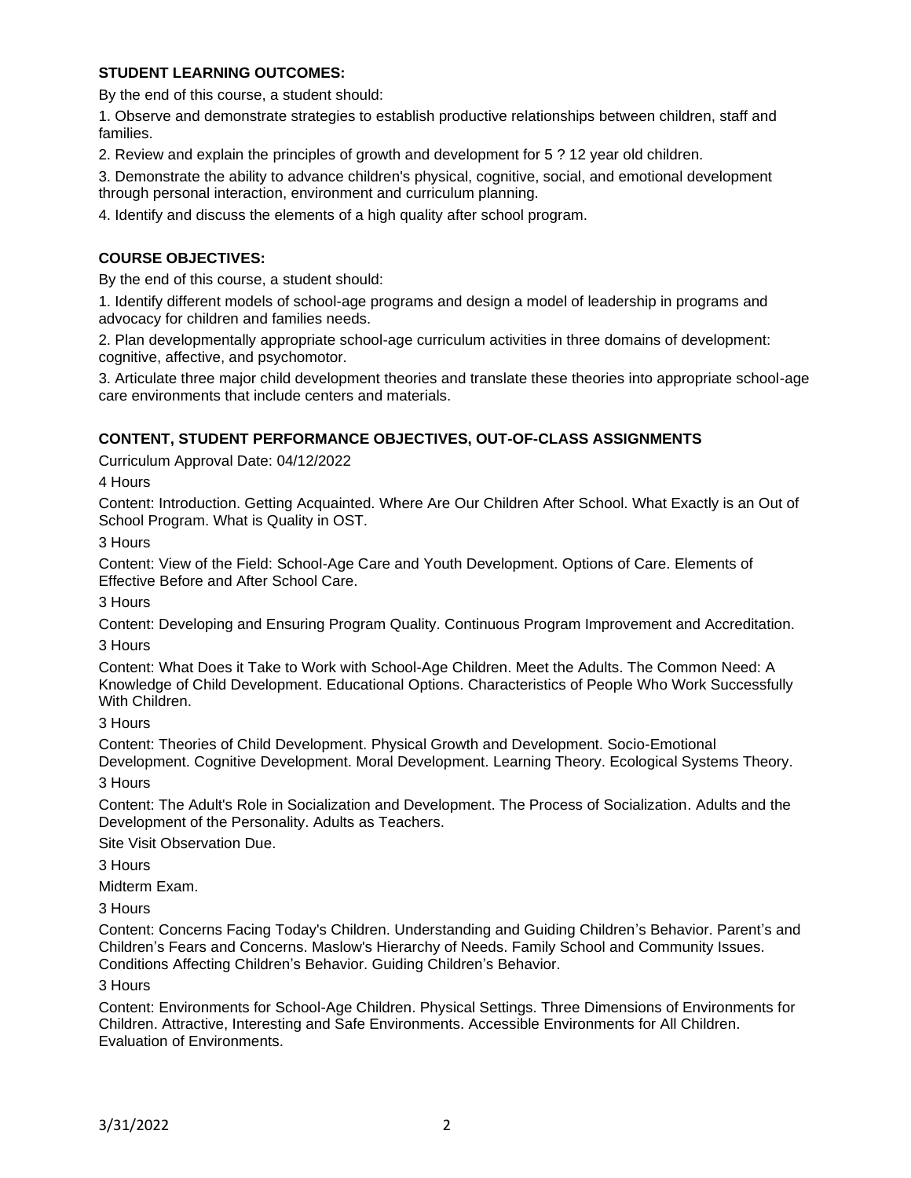**STUDENT LEARNING OUTCOMES:**

By the end of this course, a student should:

1. Observe and demonstrate strategies to establish productive relationships between children, staff and families.

2. Review and explain the principles of growth and development for 5 ? 12 year old children.

3. Demonstrate the ability to advance children's physical, cognitive, social, and emotional development through personal interaction, environment and curriculum planning.

4. Identify and discuss the elements of a high quality after school program.

**COURSE OBJECTIVES:**

By the end of this course, a student should:

1. Identify different models of school-age programs and design a model of leadership in programs and advocacy for children and families needs.

2. Plan developmentally appropriate school-age curriculum activities in three domains of development: cognitive, affective, and psychomotor.

3. Articulate three major child development theories and translate these theories into appropriate school-age care environments that include centers and materials.

**CONTENT, STUDENT PERFORMANCE OBJECTIVES, OUT-OF-CLASS ASSIGNMENTS**

Curriculum Approval Date: 04/12/2022

4 Hours

Content: Introduction. Getting Acquainted. Where Are Our Children After School. What Exactly is an Out of School Program. What is Quality in OST.

3 Hours

Content: View of the Field: School-Age Care and Youth Development. Options of Care. Elements of Effective Before and After School Care.

3 Hours

Content: Developing and Ensuring Program Quality. Continuous Program Improvement and Accreditation.

3 Hours

Content: What Does it Take to Work with School-Age Children. Meet the Adults. The Common Need: A Knowledge of Child Development. Educational Options. Characteristics of People Who Work Successfully With Children.

3 Hours

Content: Theories of Child Development. Physical Growth and Development. Socio-Emotional Development. Cognitive Development. Moral Development. Learning Theory. Ecological Systems Theory.

3 Hours

Content: The Adult's Role in Socialization and Development. The Process of Socialization. Adults and the Development of the Personality. Adults as Teachers.

Site Visit Observation Due.

3 Hours

Midterm Exam.

3 Hours

Content: Concerns Facing Today's Children. Understanding and Guiding Children's Behavior. Parent's and Children's Fears and Concerns. Maslow's Hierarchy of Needs. Family School and Community Issues. Conditions Affecting Children's Behavior. Guiding Children's Behavior.

3 Hours

Content: Environments for School-Age Children. Physical Settings. Three Dimensions of Environments for Children. Attractive, Interesting and Safe Environments. Accessible Environments for All Children. Evaluation of Environments.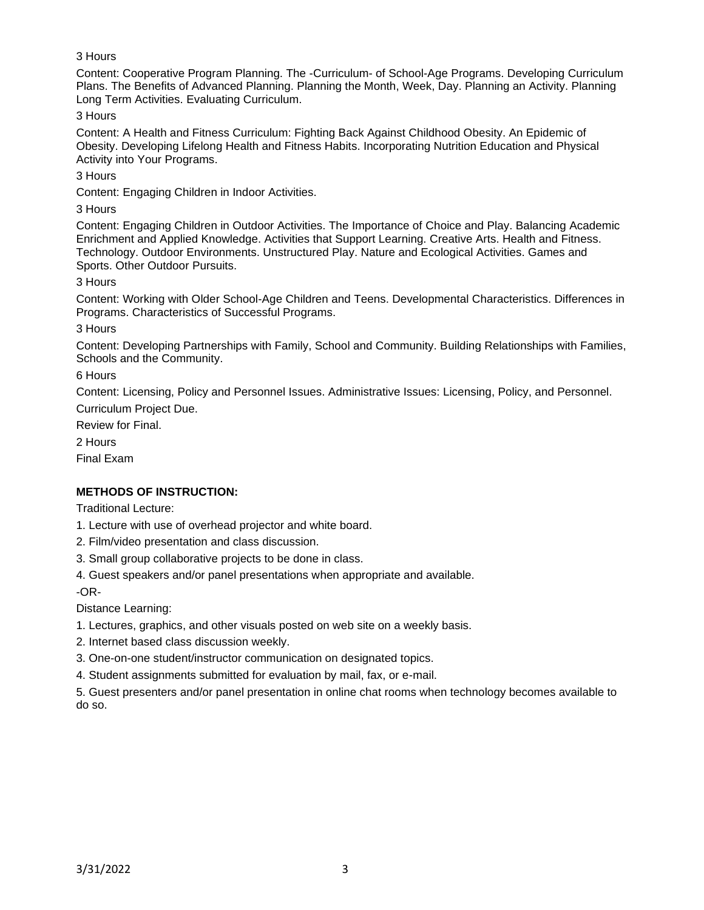3 Hours

Content: Cooperative Program Planning. The -Curriculum- of School-Age Programs. Developing Curriculum Plans. The Benefits of Advanced Planning. Planning the Month, Week, Day. Planning an Activity. Planning Long Term Activities. Evaluating Curriculum.

3 Hours

Content: A Health and Fitness Curriculum: Fighting Back Against Childhood Obesity. An Epidemic of Obesity. Developing Lifelong Health and Fitness Habits. Incorporating Nutrition Education and Physical Activity into Your Programs.

3 Hours

Content: Engaging Children in Indoor Activities.

3 Hours

Content: Engaging Children in Outdoor Activities. The Importance of Choice and Play. Balancing Academic Enrichment and Applied Knowledge. Activities that Support Learning. Creative Arts. Health and Fitness. Technology. Outdoor Environments. Unstructured Play. Nature and Ecological Activities. Games and Sports. Other Outdoor Pursuits.

3 Hours

Content: Working with Older School-Age Children and Teens. Developmental Characteristics. Differences in Programs. Characteristics of Successful Programs.

3 Hours

Content: Developing Partnerships with Family, School and Community. Building Relationships with Families, Schools and the Community.

6 Hours

Content: Licensing, Policy and Personnel Issues. Administrative Issues: Licensing, Policy, and Personnel.

Curriculum Project Due.

Review for Final.

2 Hours

Final Exam

**METHODS OF INSTRUCTION:**

Traditional Lecture:

1. Lecture with use of overhead projector and white board.
2. Film/video presentation and class discussion.
3. Small group collaborative projects to be done in class.
4. Guest speakers and/or panel presentations when appropriate and available.

-OR-

Distance Learning:

1. Lectures, graphics, and other visuals posted on web site on a weekly basis.
2. Internet based class discussion weekly.
3. One-on-one student/instructor communication on designated topics.
4. Student assignments submitted for evaluation by mail, fax, or e-mail.
5. Guest presenters and/or panel presentation in online chat rooms when technology becomes available to do so.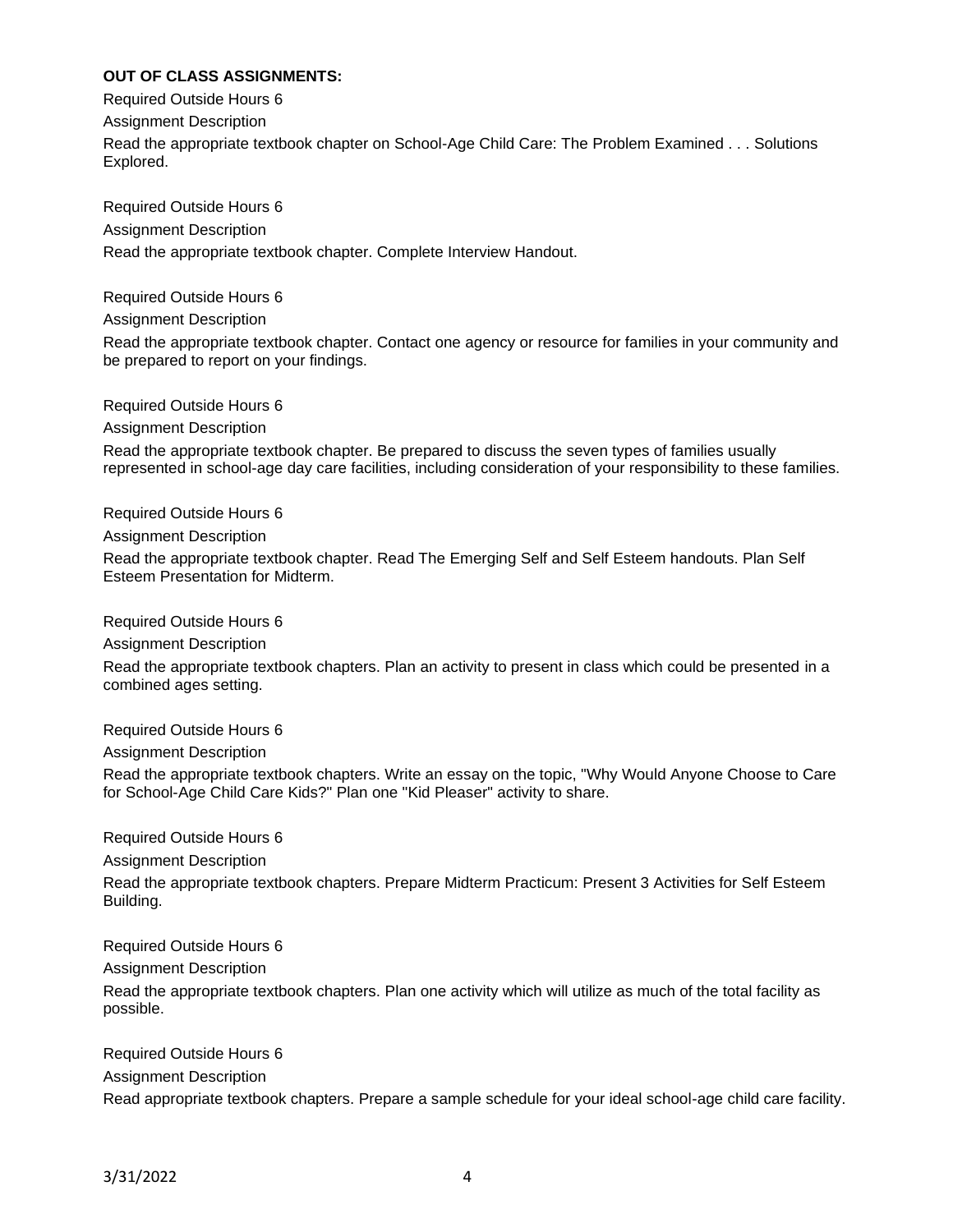**OUT OF CLASS ASSIGNMENTS:**

Required Outside Hours 6

Assignment Description

Read the appropriate textbook chapter on School-Age Child Care: The Problem Examined . . . Solutions Explored.

Required Outside Hours 6

Assignment Description

Read the appropriate textbook chapter. Complete Interview Handout.

Required Outside Hours 6

Assignment Description

Read the appropriate textbook chapter. Contact one agency or resource for families in your community and be prepared to report on your findings.

Required Outside Hours 6

Assignment Description

Read the appropriate textbook chapter. Be prepared to discuss the seven types of families usually represented in school-age day care facilities, including consideration of your responsibility to these families.

Required Outside Hours 6

Assignment Description

Read the appropriate textbook chapter. Read The Emerging Self and Self Esteem handouts. Plan Self Esteem Presentation for Midterm.

Required Outside Hours 6

Assignment Description

Read the appropriate textbook chapters. Plan an activity to present in class which could be presented in a combined ages setting.

Required Outside Hours 6

Assignment Description

Read the appropriate textbook chapters. Write an essay on the topic, "Why Would Anyone Choose to Care for School-Age Child Care Kids?" Plan one "Kid Pleaser" activity to share.

Required Outside Hours 6

Assignment Description

Read the appropriate textbook chapters. Prepare Midterm Practicum: Present 3 Activities for Self Esteem Building.

Required Outside Hours 6

Assignment Description

Read the appropriate textbook chapters. Plan one activity which will utilize as much of the total facility as possible.

Required Outside Hours 6

Assignment Description

Read appropriate textbook chapters. Prepare a sample schedule for your ideal school-age child care facility.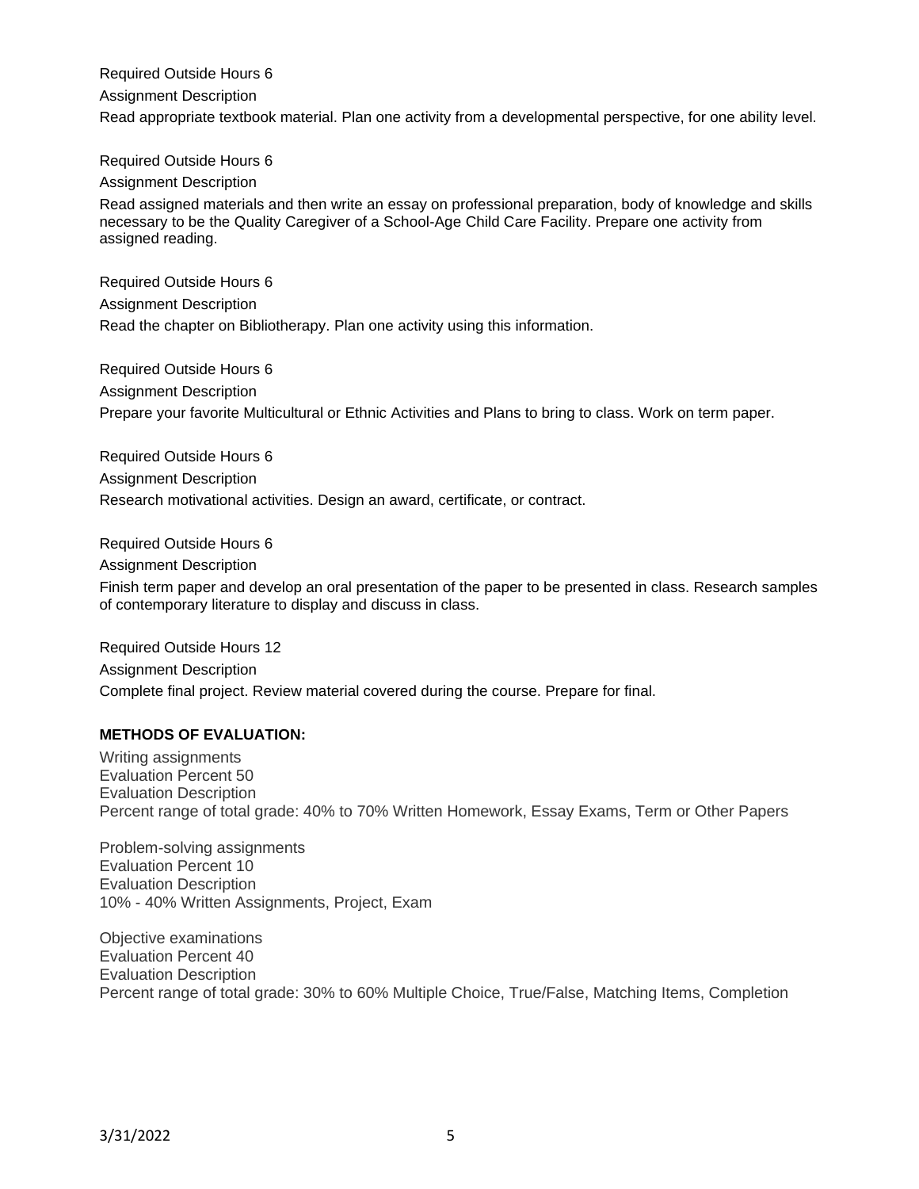Required Outside Hours 6

Assignment Description

Read appropriate textbook material. Plan one activity from a developmental perspective, for one ability level.

Required Outside Hours 6

Assignment Description

Read assigned materials and then write an essay on professional preparation, body of knowledge and skills necessary to be the Quality Caregiver of a School-Age Child Care Facility. Prepare one activity from assigned reading.

Required Outside Hours 6

Assignment Description

Read the chapter on Bibliotherapy. Plan one activity using this information.

Required Outside Hours 6

Assignment Description

Prepare your favorite Multicultural or Ethnic Activities and Plans to bring to class. Work on term paper.

Required Outside Hours 6

Assignment Description

Research motivational activities. Design an award, certificate, or contract.

Required Outside Hours 6

Assignment Description

Finish term paper and develop an oral presentation of the paper to be presented in class. Research samples of contemporary literature to display and discuss in class.

Required Outside Hours 12

Assignment Description

Complete final project. Review material covered during the course. Prepare for final.

**METHODS OF EVALUATION:**

Writing assignments
Evaluation Percent 50
Evaluation Description
Percent range of total grade: 40% to 70% Written Homework, Essay Exams, Term or Other Papers

Problem-solving assignments
Evaluation Percent 10
Evaluation Description
10% - 40% Written Assignments, Project, Exam

Objective examinations
Evaluation Percent 40
Evaluation Description
Percent range of total grade: 30% to 60% Multiple Choice, True/False, Matching Items, Completion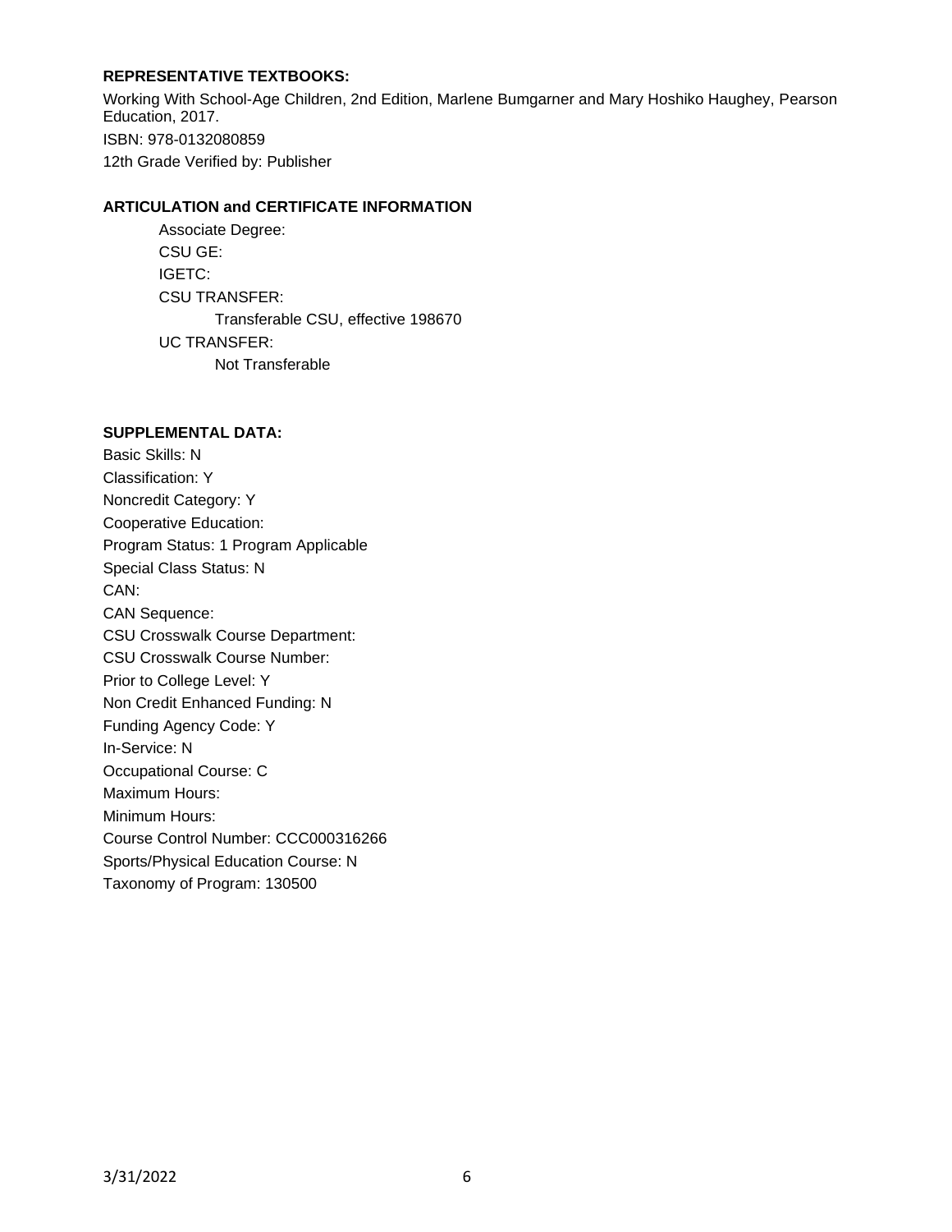**REPRESENTATIVE TEXTBOOKS:**

Working With School-Age Children, 2nd Edition, Marlene Bumgarner and Mary Hoshiko Haughey, Pearson Education, 2017.

ISBN: 978-0132080859

12th Grade Verified by: Publisher

**ARTICULATION and CERTIFICATE INFORMATION**

Associate Degree:

CSU GE:

IGETC:

CSU TRANSFER:

Transferable CSU, effective 198670

UC TRANSFER:

Not Transferable

**SUPPLEMENTAL DATA:**

Basic Skills: N

Classification: Y

Noncredit Category: Y

Cooperative Education:

Program Status: 1 Program Applicable

Special Class Status: N

CAN:

CAN Sequence:

CSU Crosswalk Course Department:

CSU Crosswalk Course Number:

Prior to College Level: Y

Non Credit Enhanced Funding: N

Funding Agency Code: Y

In-Service: N

Occupational Course: C

Maximum Hours:

Minimum Hours:

Course Control Number: CCC000316266

Sports/Physical Education Course: N

Taxonomy of Program: 130500